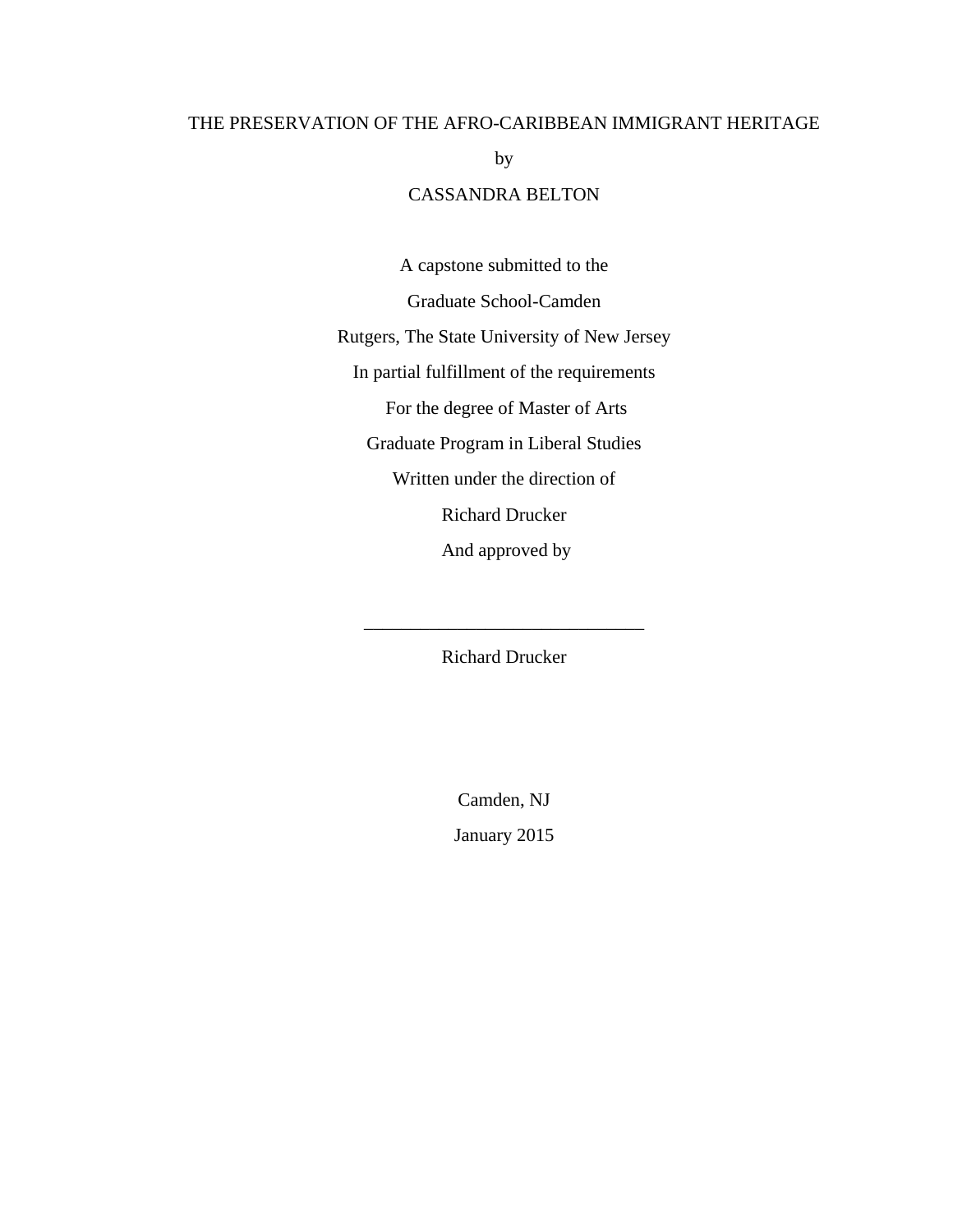# THE PRESERVATION OF THE AFRO-CARIBBEAN IMMIGRANT HERITAGE

by

CASSANDRA BELTON

A capstone submitted to the

Graduate School-Camden

Rutgers, The State University of New Jersey

In partial fulfillment of the requirements

For the degree of Master of Arts

Graduate Program in Liberal Studies

Written under the direction of

Richard Drucker

And approved by

______________________________

Richard Drucker

Camden, NJ

January 2015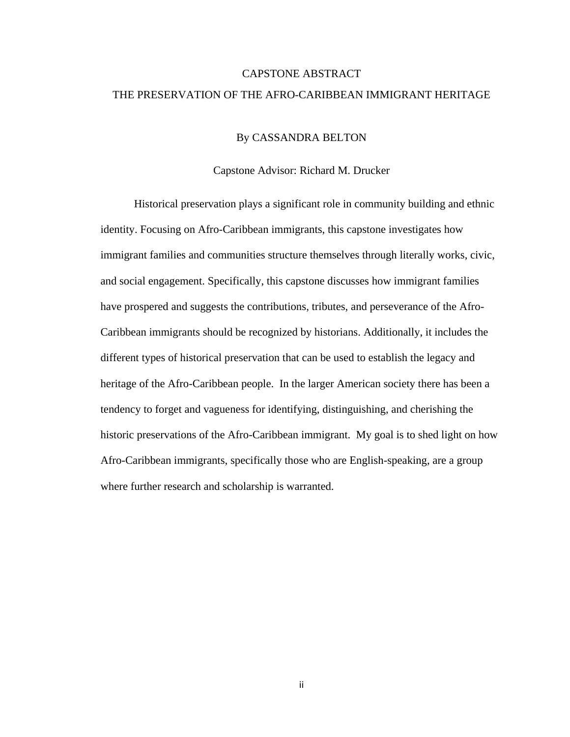# CAPSTONE ABSTRACT

## THE PRESERVATION OF THE AFRO-CARIBBEAN IMMIGRANT HERITAGE

By CASSANDRA BELTON

Capstone Advisor: Richard M. Drucker

Historical preservation plays a significant role in community building and ethnic identity. Focusing on Afro-Caribbean immigrants, this capstone investigates how immigrant families and communities structure themselves through literally works, civic, and social engagement. Specifically, this capstone discusses how immigrant families have prospered and suggests the contributions, tributes, and perseverance of the Afro-Caribbean immigrants should be recognized by historians. Additionally, it includes the different types of historical preservation that can be used to establish the legacy and heritage of the Afro-Caribbean people. In the larger American society there has been a tendency to forget and vagueness for identifying, distinguishing, and cherishing the historic preservations of the Afro-Caribbean immigrant. My goal is to shed light on how Afro-Caribbean immigrants, specifically those who are English-speaking, are a group where further research and scholarship is warranted.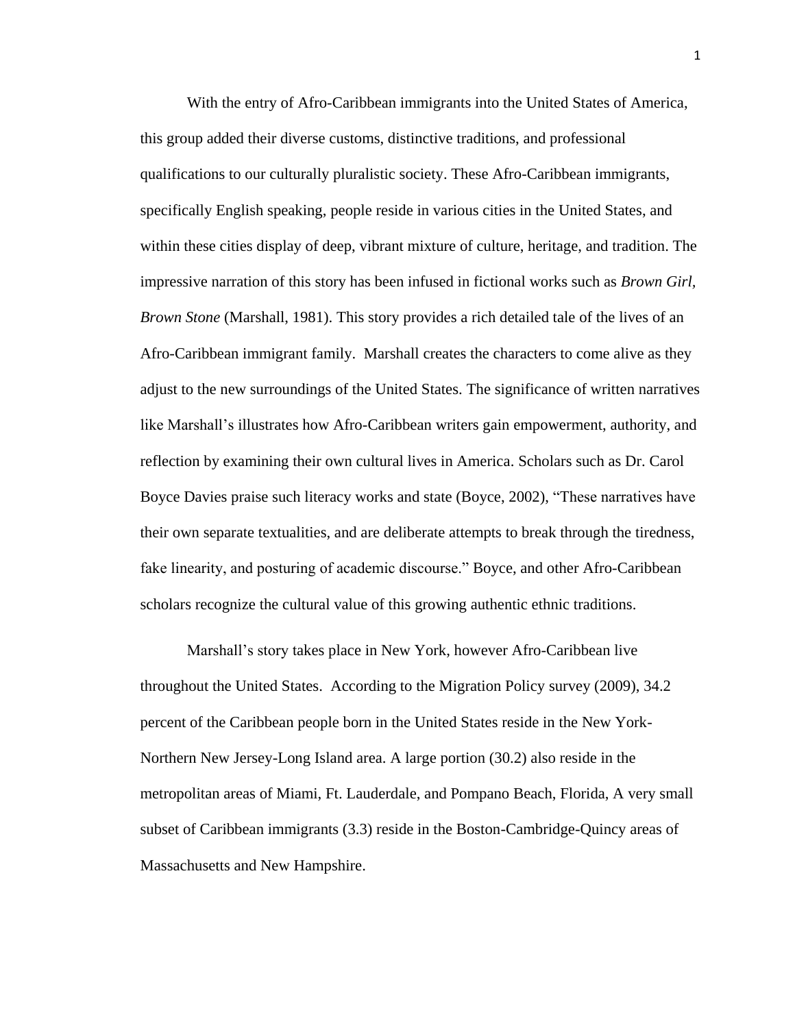With the entry of Afro-Caribbean immigrants into the United States of America, this group added their diverse customs, distinctive traditions, and professional qualifications to our culturally pluralistic society. These Afro-Caribbean immigrants, specifically English speaking, people reside in various cities in the United States, and within these cities display of deep, vibrant mixture of culture, heritage, and tradition. The impressive narration of this story has been infused in fictional works such as *Brown Girl, Brown Stone* (Marshall, 1981). This story provides a rich detailed tale of the lives of an Afro-Caribbean immigrant family. Marshall creates the characters to come alive as they adjust to the new surroundings of the United States. The significance of written narratives like Marshall's illustrates how Afro-Caribbean writers gain empowerment, authority, and reflection by examining their own cultural lives in America. Scholars such as Dr. Carol Boyce Davies praise such literacy works and state (Boyce, 2002), "These narratives have their own separate textualities, and are deliberate attempts to break through the tiredness, fake linearity, and posturing of academic discourse." Boyce, and other Afro-Caribbean scholars recognize the cultural value of this growing authentic ethnic traditions.

Marshall's story takes place in New York, however Afro-Caribbean live throughout the United States. According to the Migration Policy survey (2009), 34.2 percent of the Caribbean people born in the United States reside in the New York-Northern New Jersey-Long Island area. A large portion (30.2) also reside in the metropolitan areas of Miami, Ft. Lauderdale, and Pompano Beach, Florida, A very small subset of Caribbean immigrants (3.3) reside in the Boston-Cambridge-Quincy areas of Massachusetts and New Hampshire.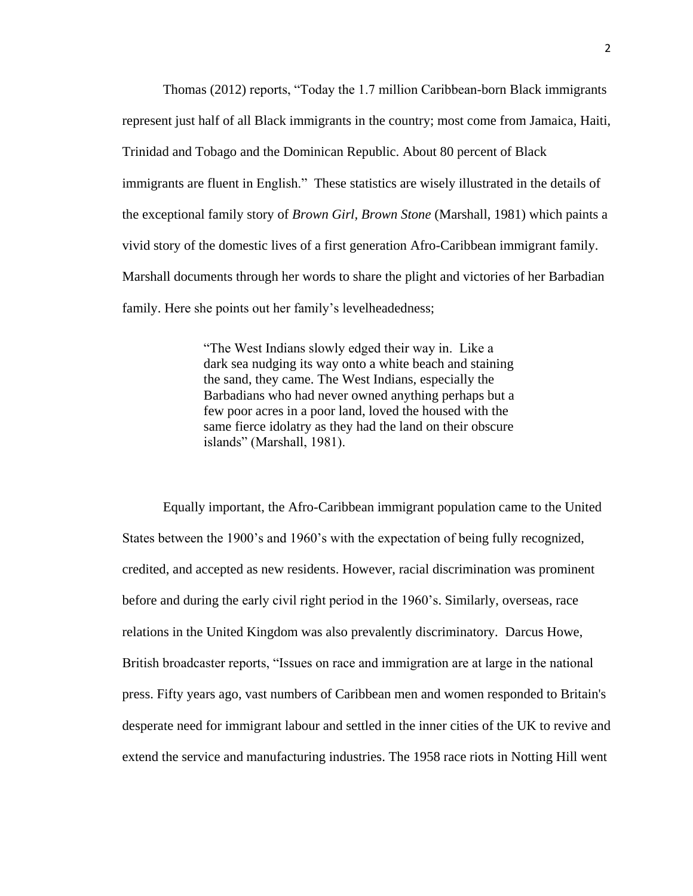Thomas (2012) reports, "Today the 1.7 million Caribbean-born Black immigrants represent just half of all Black immigrants in the country; most come from Jamaica, Haiti, Trinidad and Tobago and the Dominican Republic. About 80 percent of Black immigrants are fluent in English." These statistics are wisely illustrated in the details of the exceptional family story of *Brown Girl, Brown Stone* (Marshall, 1981) which paints a vivid story of the domestic lives of a first generation Afro-Caribbean immigrant family. Marshall documents through her words to share the plight and victories of her Barbadian family. Here she points out her family's levelheadedness;

> "The West Indians slowly edged their way in. Like a dark sea nudging its way onto a white beach and staining the sand, they came. The West Indians, especially the Barbadians who had never owned anything perhaps but a few poor acres in a poor land, loved the housed with the same fierce idolatry as they had the land on their obscure islands" (Marshall, 1981).

Equally important, the Afro-Caribbean immigrant population came to the United States between the 1900's and 1960's with the expectation of being fully recognized, credited, and accepted as new residents. However, racial discrimination was prominent before and during the early civil right period in the 1960's. Similarly, overseas, race relations in the United Kingdom was also prevalently discriminatory. Darcus Howe, British broadcaster reports, "Issues on race and immigration are at large in the national press. Fifty years ago, vast numbers of Caribbean men and women responded to Britain's desperate need for immigrant labour and settled in the inner cities of the UK to revive and extend the service and manufacturing industries. The 1958 race riots in Notting Hill went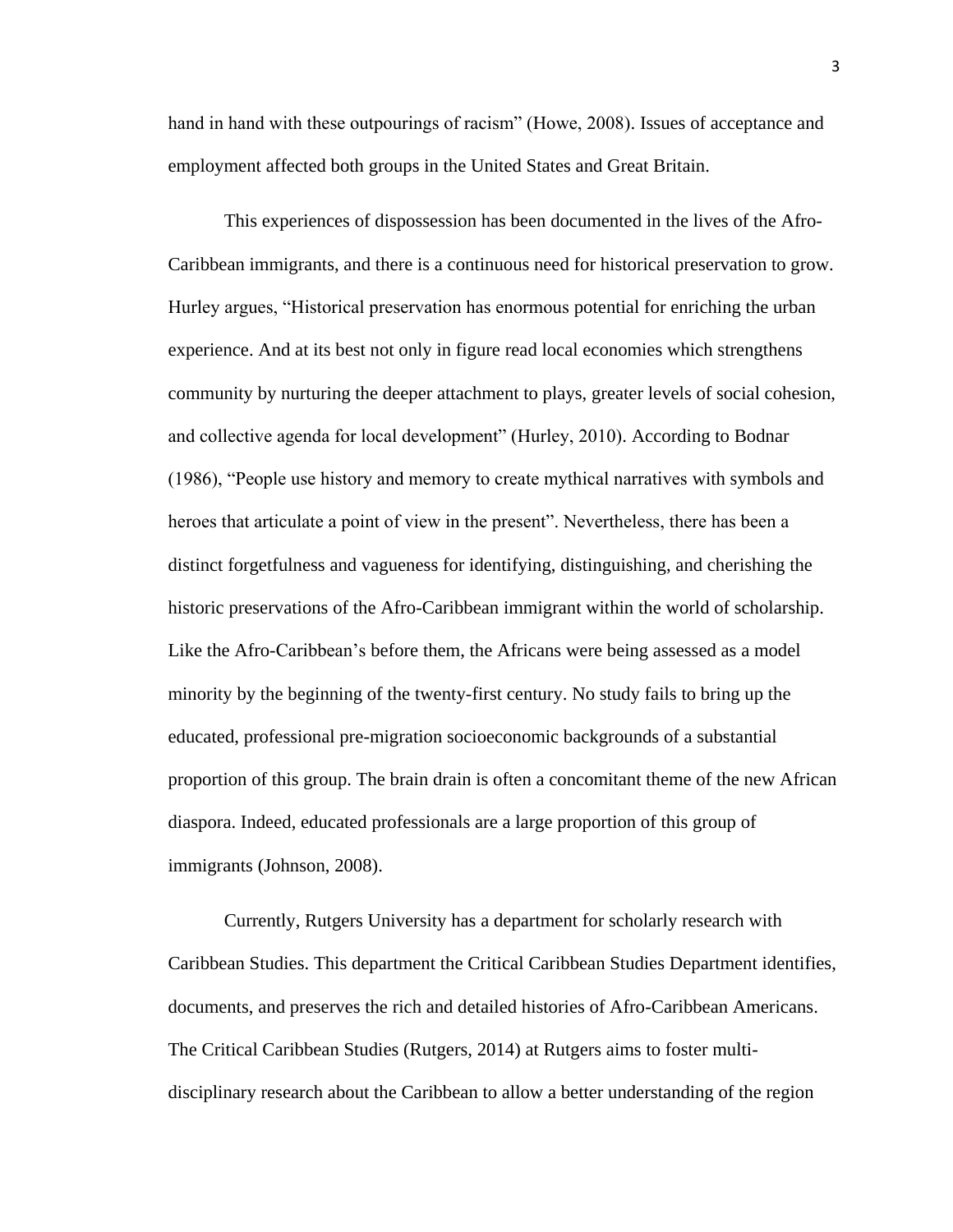hand in hand with these outpourings of racism" (Howe, 2008). Issues of acceptance and employment affected both groups in the United States and Great Britain.

This experiences of dispossession has been documented in the lives of the Afro-Caribbean immigrants, and there is a continuous need for historical preservation to grow. Hurley argues, "Historical preservation has enormous potential for enriching the urban experience. And at its best not only in figure read local economies which strengthens community by nurturing the deeper attachment to plays, greater levels of social cohesion, and collective agenda for local development" (Hurley, 2010). According to Bodnar (1986), "People use history and memory to create mythical narratives with symbols and heroes that articulate a point of view in the present". Nevertheless, there has been a distinct forgetfulness and vagueness for identifying, distinguishing, and cherishing the historic preservations of the Afro-Caribbean immigrant within the world of scholarship. Like the Afro-Caribbean's before them, the Africans were being assessed as a model minority by the beginning of the twenty-first century. No study fails to bring up the educated, professional pre-migration socioeconomic backgrounds of a substantial proportion of this group. The brain drain is often a concomitant theme of the new African diaspora. Indeed, educated professionals are a large proportion of this group of immigrants (Johnson, 2008).

Currently, Rutgers University has a department for scholarly research with Caribbean Studies. This department the Critical Caribbean Studies Department identifies, documents, and preserves the rich and detailed histories of Afro-Caribbean Americans. The Critical Caribbean Studies (Rutgers, 2014) at Rutgers aims to foster multi-disciplinary research about the Caribbean to allow a better understanding of the region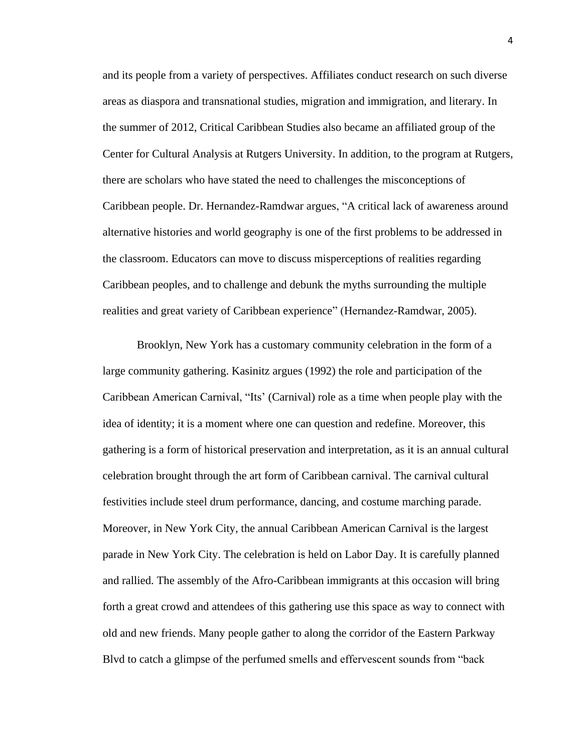and its people from a variety of perspectives. Affiliates conduct research on such diverse areas as diaspora and transnational studies, migration and immigration, and literary. In the summer of 2012, Critical Caribbean Studies also became an affiliated group of the Center for Cultural Analysis at Rutgers University. In addition, to the program at Rutgers, there are scholars who have stated the need to challenges the misconceptions of Caribbean people. Dr. Hernandez-Ramdwar argues, "A critical lack of awareness around alternative histories and world geography is one of the first problems to be addressed in the classroom. Educators can move to discuss misperceptions of realities regarding Caribbean peoples, and to challenge and debunk the myths surrounding the multiple realities and great variety of Caribbean experience" (Hernandez-Ramdwar, 2005).

Brooklyn, New York has a customary community celebration in the form of a large community gathering. Kasinitz argues (1992) the role and participation of the Caribbean American Carnival, "Its' (Carnival) role as a time when people play with the idea of identity; it is a moment where one can question and redefine. Moreover, this gathering is a form of historical preservation and interpretation, as it is an annual cultural celebration brought through the art form of Caribbean carnival. The carnival cultural festivities include steel drum performance, dancing, and costume marching parade. Moreover, in New York City, the annual Caribbean American Carnival is the largest parade in New York City. The celebration is held on Labor Day. It is carefully planned and rallied. The assembly of the Afro-Caribbean immigrants at this occasion will bring forth a great crowd and attendees of this gathering use this space as way to connect with old and new friends. Many people gather to along the corridor of the Eastern Parkway Blvd to catch a glimpse of the perfumed smells and effervescent sounds from "back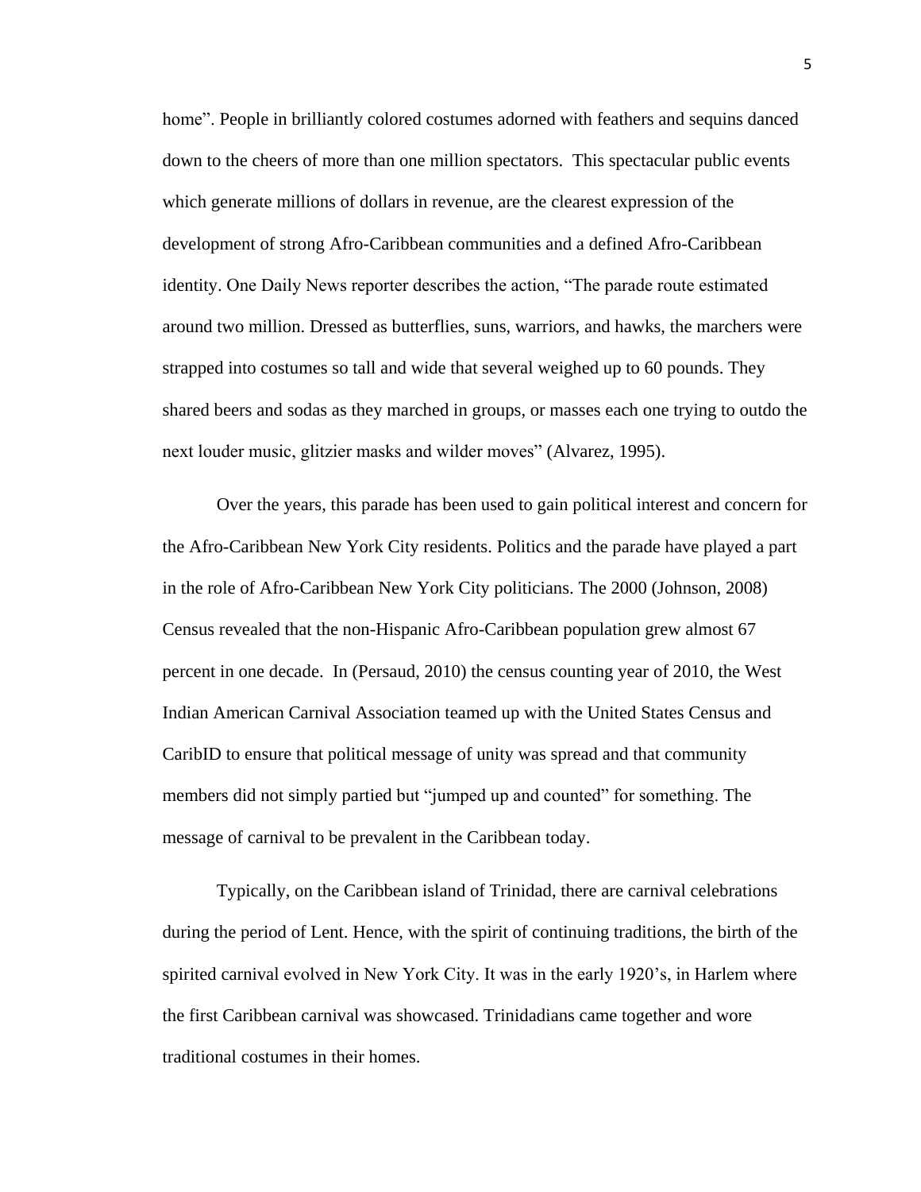home". People in brilliantly colored costumes adorned with feathers and sequins danced down to the cheers of more than one million spectators. This spectacular public events which generate millions of dollars in revenue, are the clearest expression of the development of strong Afro-Caribbean communities and a defined Afro-Caribbean identity. One Daily News reporter describes the action, "The parade route estimated around two million. Dressed as butterflies, suns, warriors, and hawks, the marchers were strapped into costumes so tall and wide that several weighed up to 60 pounds. They shared beers and sodas as they marched in groups, or masses each one trying to outdo the next louder music, glitzier masks and wilder moves" (Alvarez, 1995).

Over the years, this parade has been used to gain political interest and concern for the Afro-Caribbean New York City residents. Politics and the parade have played a part in the role of Afro-Caribbean New York City politicians. The 2000 (Johnson, 2008) Census revealed that the non-Hispanic Afro-Caribbean population grew almost 67 percent in one decade. In (Persaud, 2010) the census counting year of 2010, the West Indian American Carnival Association teamed up with the United States Census and CaribID to ensure that political message of unity was spread and that community members did not simply partied but "jumped up and counted" for something. The message of carnival to be prevalent in the Caribbean today.

Typically, on the Caribbean island of Trinidad, there are carnival celebrations during the period of Lent. Hence, with the spirit of continuing traditions, the birth of the spirited carnival evolved in New York City. It was in the early 1920's, in Harlem where the first Caribbean carnival was showcased. Trinidadians came together and wore traditional costumes in their homes.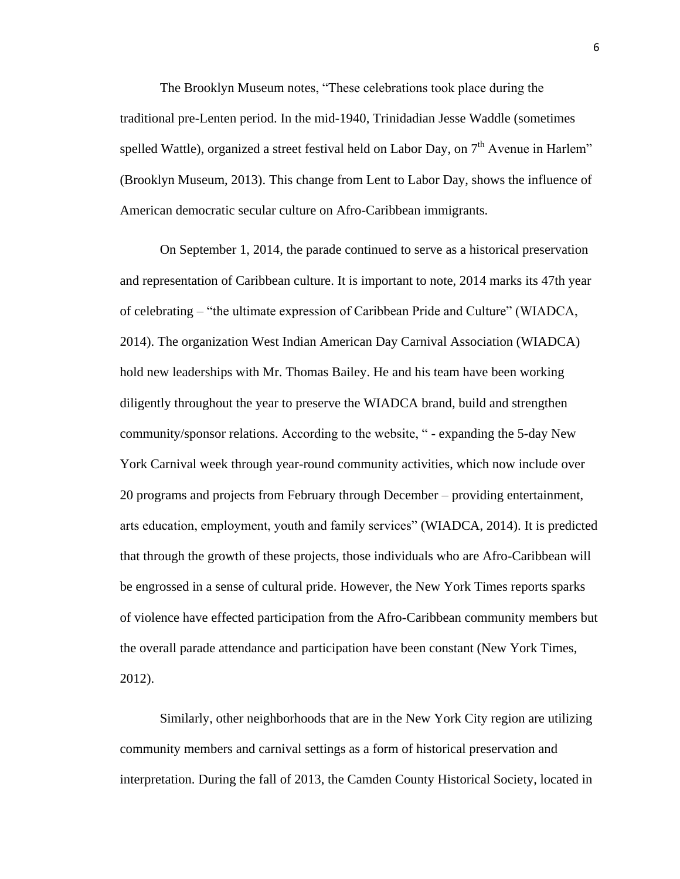The Brooklyn Museum notes, "These celebrations took place during the traditional pre-Lenten period. In the mid-1940, Trinidadian Jesse Waddle (sometimes spelled Wattle), organized a street festival held on Labor Day, on 7th Avenue in Harlem" (Brooklyn Museum, 2013). This change from Lent to Labor Day, shows the influence of American democratic secular culture on Afro-Caribbean immigrants.

On September 1, 2014, the parade continued to serve as a historical preservation and representation of Caribbean culture. It is important to note, 2014 marks its 47th year of celebrating – "the ultimate expression of Caribbean Pride and Culture" (WIADCA, 2014). The organization West Indian American Day Carnival Association (WIADCA) hold new leaderships with Mr. Thomas Bailey. He and his team have been working diligently throughout the year to preserve the WIADCA brand, build and strengthen community/sponsor relations. According to the website, " - expanding the 5-day New York Carnival week through year-round community activities, which now include over 20 programs and projects from February through December – providing entertainment, arts education, employment, youth and family services" (WIADCA, 2014). It is predicted that through the growth of these projects, those individuals who are Afro-Caribbean will be engrossed in a sense of cultural pride. However, the New York Times reports sparks of violence have effected participation from the Afro-Caribbean community members but the overall parade attendance and participation have been constant (New York Times, 2012).

Similarly, other neighborhoods that are in the New York City region are utilizing community members and carnival settings as a form of historical preservation and interpretation. During the fall of 2013, the Camden County Historical Society, located in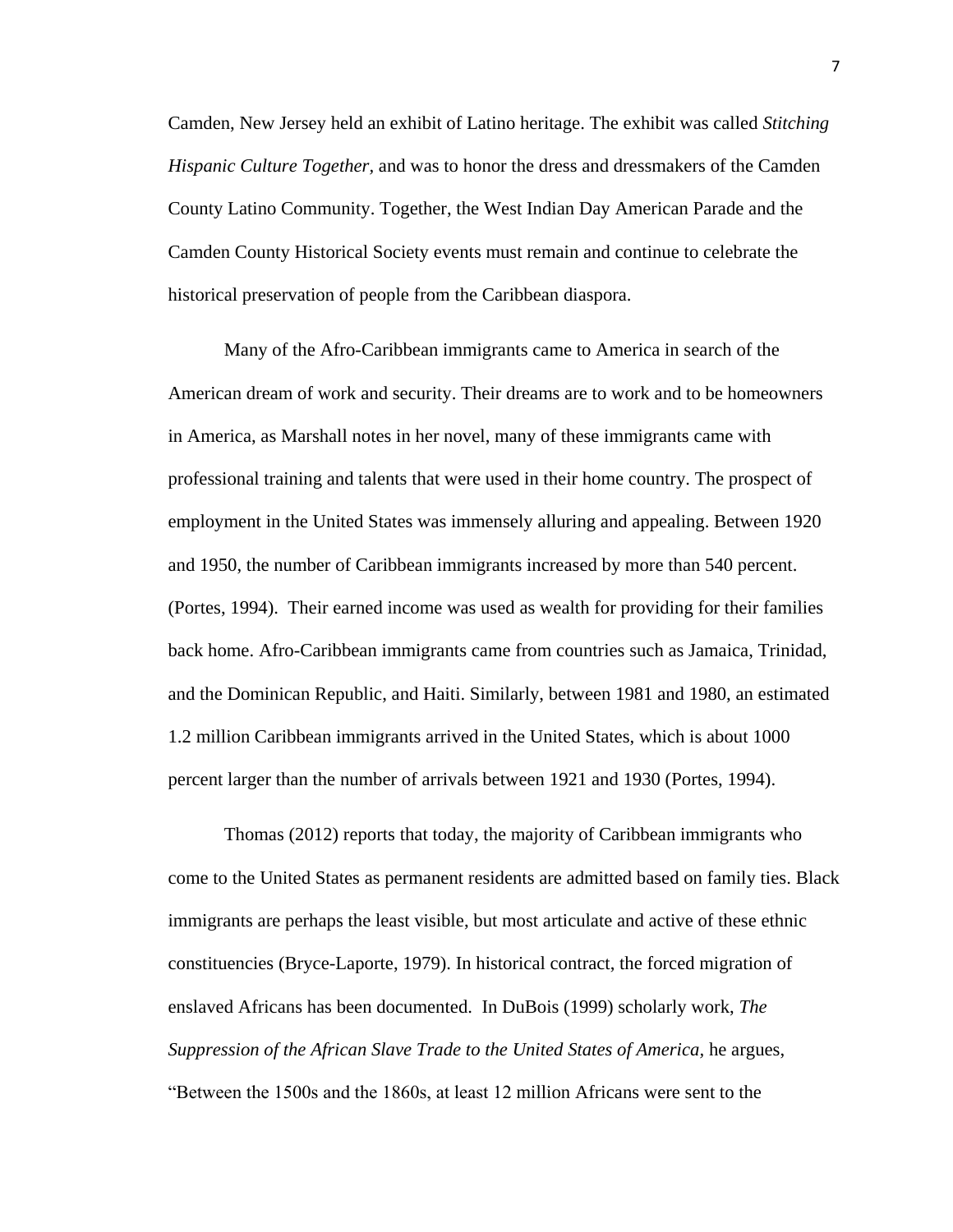Camden, New Jersey held an exhibit of Latino heritage. The exhibit was called *Stitching Hispanic Culture Together,* and was to honor the dress and dressmakers of the Camden County Latino Community. Together, the West Indian Day American Parade and the Camden County Historical Society events must remain and continue to celebrate the historical preservation of people from the Caribbean diaspora.

Many of the Afro-Caribbean immigrants came to America in search of the American dream of work and security. Their dreams are to work and to be homeowners in America, as Marshall notes in her novel, many of these immigrants came with professional training and talents that were used in their home country. The prospect of employment in the United States was immensely alluring and appealing. Between 1920 and 1950, the number of Caribbean immigrants increased by more than 540 percent. (Portes, 1994). Their earned income was used as wealth for providing for their families back home. Afro-Caribbean immigrants came from countries such as Jamaica, Trinidad, and the Dominican Republic, and Haiti. Similarly, between 1981 and 1980, an estimated 1.2 million Caribbean immigrants arrived in the United States, which is about 1000 percent larger than the number of arrivals between 1921 and 1930 (Portes, 1994).

Thomas (2012) reports that today, the majority of Caribbean immigrants who come to the United States as permanent residents are admitted based on family ties. Black immigrants are perhaps the least visible, but most articulate and active of these ethnic constituencies (Bryce-Laporte, 1979). In historical contract, the forced migration of enslaved Africans has been documented. In DuBois (1999) scholarly work, *The Suppression of the African Slave Trade to the United States of America,* he argues, "Between the 1500s and the 1860s, at least 12 million Africans were sent to the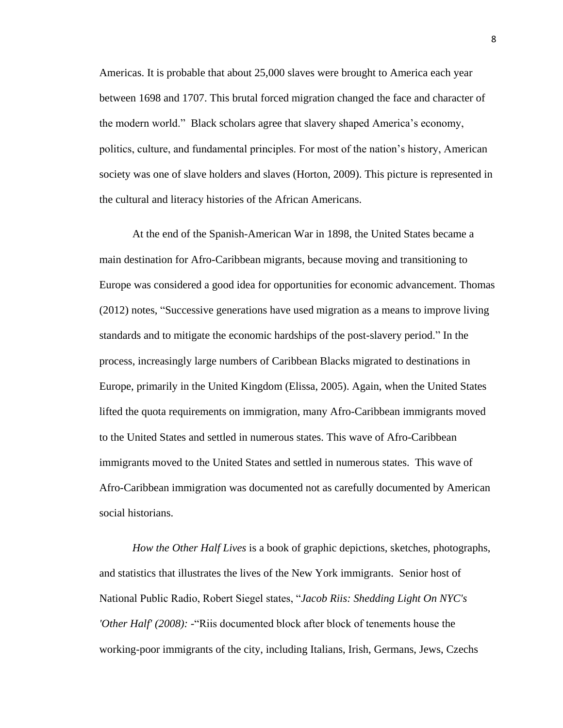Americas. It is probable that about 25,000 slaves were brought to America each year between 1698 and 1707. This brutal forced migration changed the face and character of the modern world." Black scholars agree that slavery shaped America's economy, politics, culture, and fundamental principles. For most of the nation's history, American society was one of slave holders and slaves (Horton, 2009). This picture is represented in the cultural and literacy histories of the African Americans.

At the end of the Spanish-American War in 1898, the United States became a main destination for Afro-Caribbean migrants, because moving and transitioning to Europe was considered a good idea for opportunities for economic advancement. Thomas (2012) notes, "Successive generations have used migration as a means to improve living standards and to mitigate the economic hardships of the post-slavery period." In the process, increasingly large numbers of Caribbean Blacks migrated to destinations in Europe, primarily in the United Kingdom (Elissa, 2005). Again, when the United States lifted the quota requirements on immigration, many Afro-Caribbean immigrants moved to the United States and settled in numerous states. This wave of Afro-Caribbean immigrants moved to the United States and settled in numerous states. This wave of Afro-Caribbean immigration was documented not as carefully documented by American social historians.

*How the Other Half Lives* is a book of graphic depictions, sketches, photographs, and statistics that illustrates the lives of the New York immigrants. Senior host of National Public Radio, Robert Siegel states, "*Jacob Riis: Shedding Light On NYC's 'Other Half' (2008):* -"Riis documented block after block of tenements house the working-poor immigrants of the city, including Italians, Irish, Germans, Jews, Czechs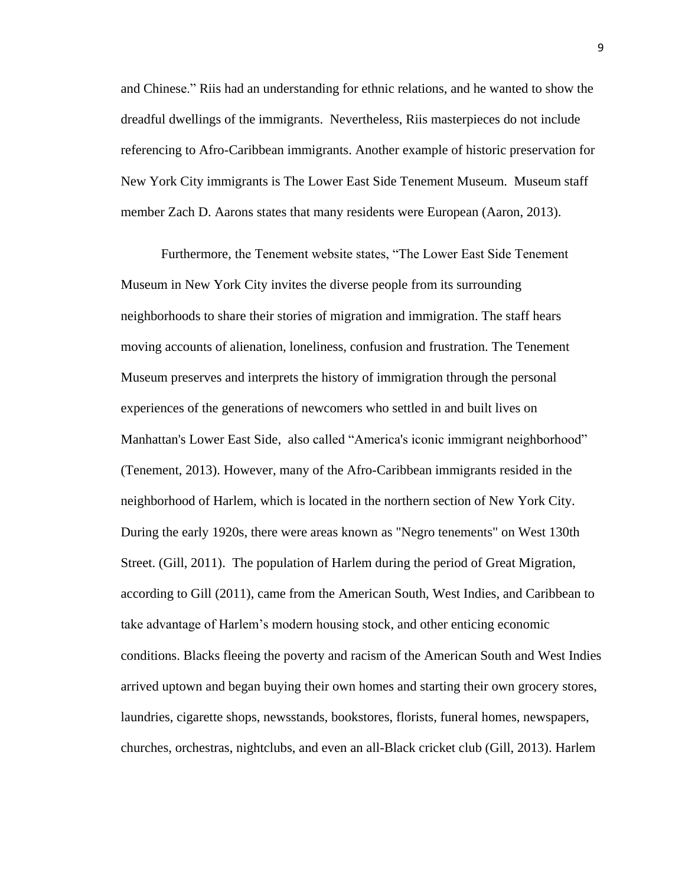and Chinese." Riis had an understanding for ethnic relations, and he wanted to show the dreadful dwellings of the immigrants. Nevertheless, Riis masterpieces do not include referencing to Afro-Caribbean immigrants. Another example of historic preservation for New York City immigrants is The Lower East Side Tenement Museum. Museum staff member Zach D. Aarons states that many residents were European (Aaron, 2013).

Furthermore, the Tenement website states, "The Lower East Side Tenement Museum in New York City invites the diverse people from its surrounding neighborhoods to share their stories of migration and immigration. The staff hears moving accounts of alienation, loneliness, confusion and frustration. The Tenement Museum preserves and interprets the history of immigration through the personal experiences of the generations of newcomers who settled in and built lives on Manhattan's Lower East Side, also called "America's iconic immigrant neighborhood" (Tenement, 2013). However, many of the Afro-Caribbean immigrants resided in the neighborhood of Harlem, which is located in the northern section of New York City. During the early 1920s, there were areas known as "Negro tenements" on West 130th Street. (Gill, 2011). The population of Harlem during the period of Great Migration, according to Gill (2011), came from the American South, West Indies, and Caribbean to take advantage of Harlem's modern housing stock, and other enticing economic conditions. Blacks fleeing the poverty and racism of the American South and West Indies arrived uptown and began buying their own homes and starting their own grocery stores, laundries, cigarette shops, newsstands, bookstores, florists, funeral homes, newspapers, churches, orchestras, nightclubs, and even an all-Black cricket club (Gill, 2013). Harlem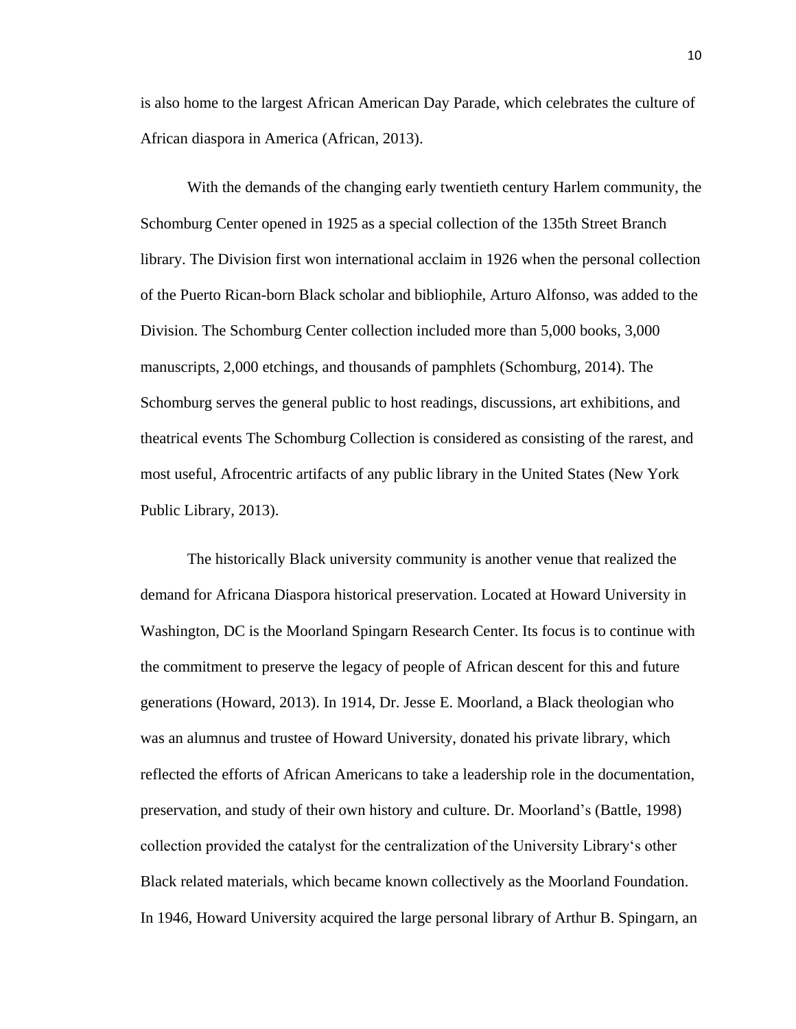is also home to the largest African American Day Parade, which celebrates the culture of African diaspora in America (African, 2013).

With the demands of the changing early twentieth century Harlem community, the Schomburg Center opened in 1925 as a special collection of the 135th Street Branch library. The Division first won international acclaim in 1926 when the personal collection of the Puerto Rican-born Black scholar and bibliophile, Arturo Alfonso, was added to the Division. The Schomburg Center collection included more than 5,000 books, 3,000 manuscripts, 2,000 etchings, and thousands of pamphlets (Schomburg, 2014). The Schomburg serves the general public to host readings, discussions, art exhibitions, and theatrical events The Schomburg Collection is considered as consisting of the rarest, and most useful, Afrocentric artifacts of any public library in the United States (New York Public Library, 2013).

The historically Black university community is another venue that realized the demand for Africana Diaspora historical preservation. Located at Howard University in Washington, DC is the Moorland Spingarn Research Center. Its focus is to continue with the commitment to preserve the legacy of people of African descent for this and future generations (Howard, 2013). In 1914, Dr. Jesse E. Moorland, a Black theologian who was an alumnus and trustee of Howard University, donated his private library, which reflected the efforts of African Americans to take a leadership role in the documentation, preservation, and study of their own history and culture. Dr. Moorland's (Battle, 1998) collection provided the catalyst for the centralization of the University Library's other Black related materials, which became known collectively as the Moorland Foundation. In 1946, Howard University acquired the large personal library of Arthur B. Spingarn, an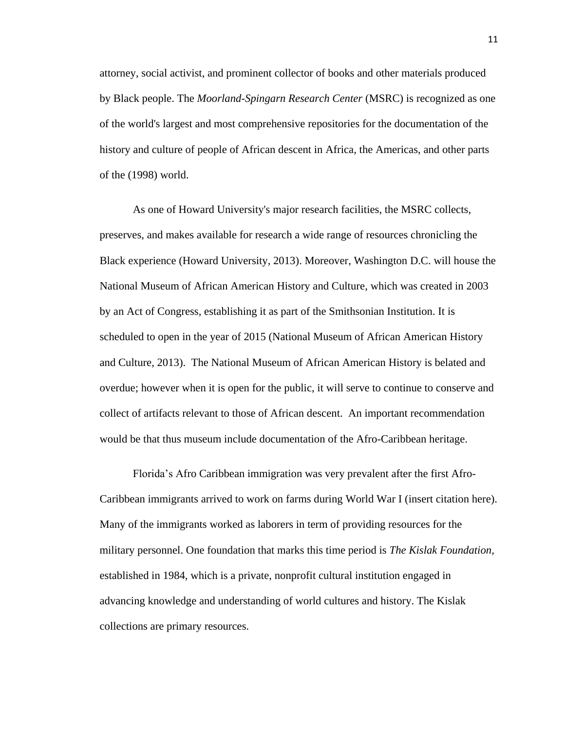attorney, social activist, and prominent collector of books and other materials produced by Black people. The *Moorland-Spingarn Research Center* (MSRC) is recognized as one of the world's largest and most comprehensive repositories for the documentation of the history and culture of people of African descent in Africa, the Americas, and other parts of the (1998) world.

As one of Howard University's major research facilities, the MSRC collects, preserves, and makes available for research a wide range of resources chronicling the Black experience (Howard University, 2013). Moreover, Washington D.C. will house the National Museum of African American History and Culture, which was created in 2003 by an Act of Congress, establishing it as part of the Smithsonian Institution. It is scheduled to open in the year of 2015 (National Museum of African American History and Culture, 2013). The National Museum of African American History is belated and overdue; however when it is open for the public, it will serve to continue to conserve and collect of artifacts relevant to those of African descent. An important recommendation would be that thus museum include documentation of the Afro-Caribbean heritage.

Florida's Afro Caribbean immigration was very prevalent after the first Afro-Caribbean immigrants arrived to work on farms during World War I (insert citation here). Many of the immigrants worked as laborers in term of providing resources for the military personnel. One foundation that marks this time period is *The Kislak Foundation,* established in 1984, which is a private, nonprofit cultural institution engaged in advancing knowledge and understanding of world cultures and history. The Kislak collections are primary resources.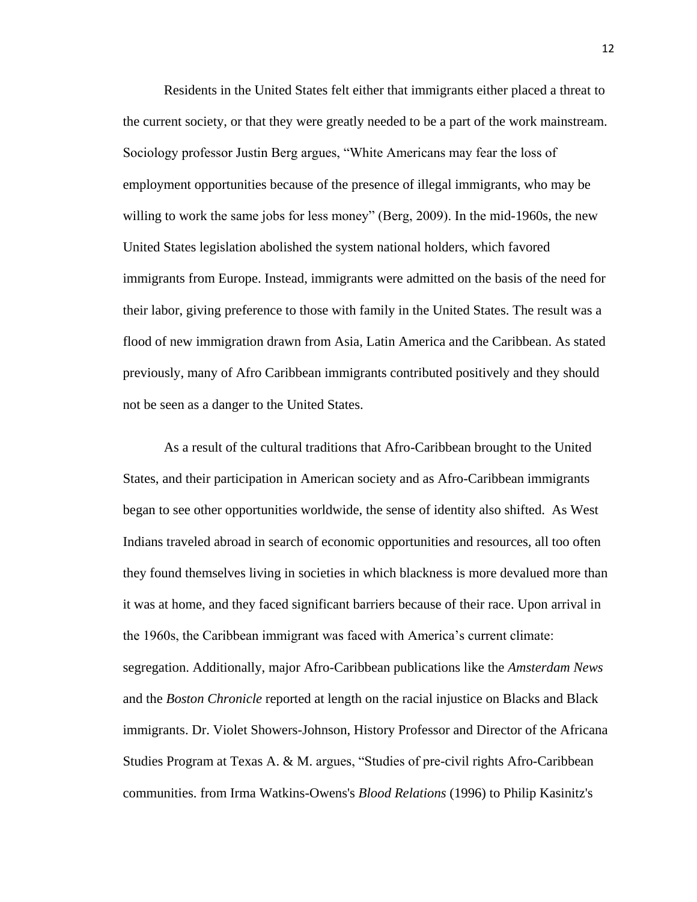Residents in the United States felt either that immigrants either placed a threat to the current society, or that they were greatly needed to be a part of the work mainstream. Sociology professor Justin Berg argues, “White Americans may fear the loss of employment opportunities because of the presence of illegal immigrants, who may be willing to work the same jobs for less money” (Berg, 2009). In the mid-1960s, the new United States legislation abolished the system national holders, which favored immigrants from Europe. Instead, immigrants were admitted on the basis of the need for their labor, giving preference to those with family in the United States. The result was a flood of new immigration drawn from Asia, Latin America and the Caribbean. As stated previously, many of Afro Caribbean immigrants contributed positively and they should not be seen as a danger to the United States.

As a result of the cultural traditions that Afro-Caribbean brought to the United States, and their participation in American society and as Afro-Caribbean immigrants began to see other opportunities worldwide, the sense of identity also shifted. As West Indians traveled abroad in search of economic opportunities and resources, all too often they found themselves living in societies in which blackness is more devalued more than it was at home, and they faced significant barriers because of their race. Upon arrival in the 1960s, the Caribbean immigrant was faced with America’s current climate: segregation. Additionally, major Afro-Caribbean publications like the *Amsterdam News* and the *Boston Chronicle* reported at length on the racial injustice on Blacks and Black immigrants. Dr. Violet Showers-Johnson, History Professor and Director of the Africana Studies Program at Texas A. & M. argues, “Studies of pre-civil rights Afro-Caribbean communities. from Irma Watkins-Owens's *Blood Relations* (1996) to Philip Kasinitz's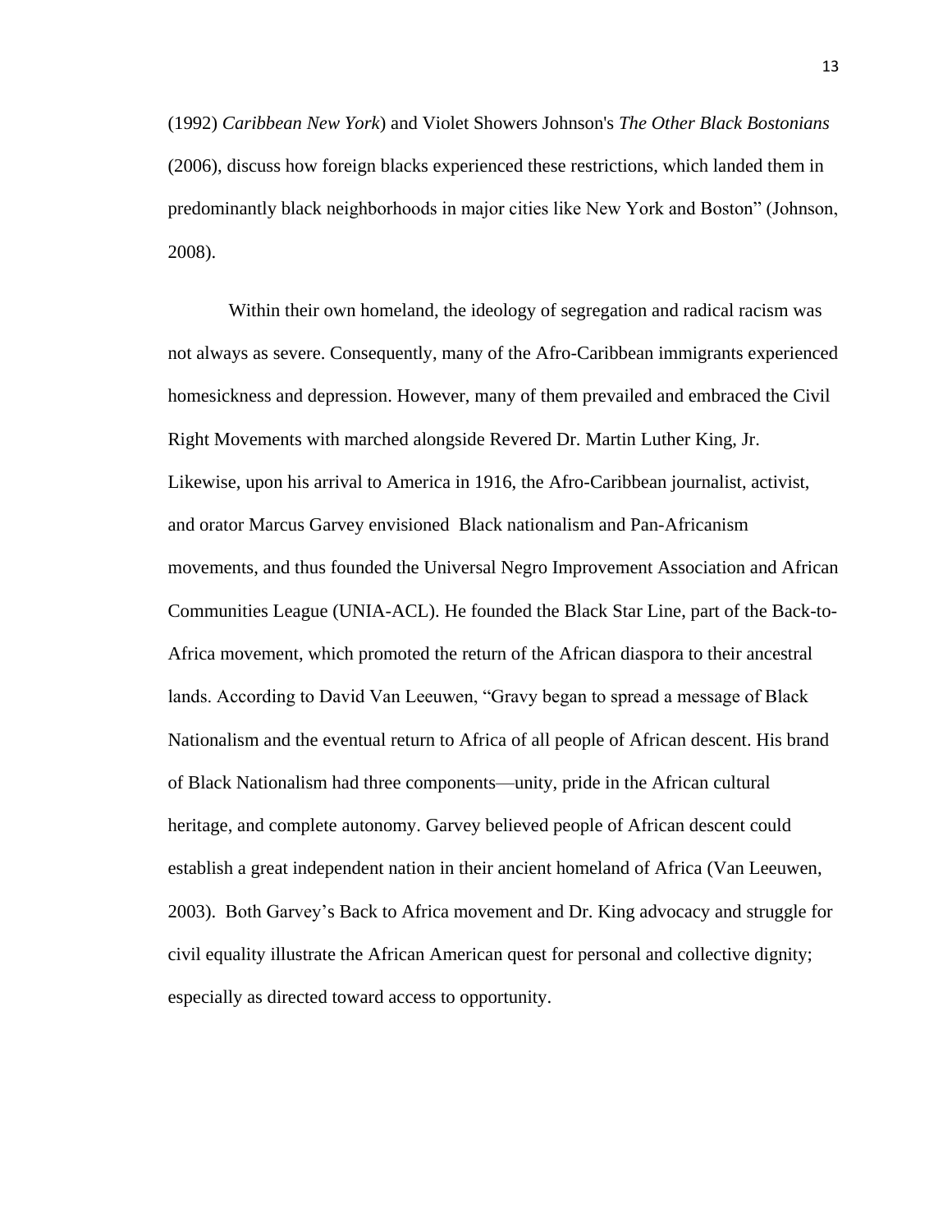(1992) *Caribbean New York*) and Violet Showers Johnson's *The Other Black Bostonians* (2006), discuss how foreign blacks experienced these restrictions, which landed them in predominantly black neighborhoods in major cities like New York and Boston" (Johnson, 2008).

Within their own homeland, the ideology of segregation and radical racism was not always as severe. Consequently, many of the Afro-Caribbean immigrants experienced homesickness and depression. However, many of them prevailed and embraced the Civil Right Movements with marched alongside Revered Dr. Martin Luther King, Jr. Likewise, upon his arrival to America in 1916, the Afro-Caribbean journalist, activist, and orator Marcus Garvey envisioned Black nationalism and Pan-Africanism movements, and thus founded the Universal Negro Improvement Association and African Communities League (UNIA-ACL). He founded the Black Star Line, part of the Back-to-Africa movement, which promoted the return of the African diaspora to their ancestral lands. According to David Van Leeuwen, "Gravy began to spread a message of Black Nationalism and the eventual return to Africa of all people of African descent. His brand of Black Nationalism had three components—unity, pride in the African cultural heritage, and complete autonomy. Garvey believed people of African descent could establish a great independent nation in their ancient homeland of Africa (Van Leeuwen, 2003). Both Garvey's Back to Africa movement and Dr. King advocacy and struggle for civil equality illustrate the African American quest for personal and collective dignity; especially as directed toward access to opportunity.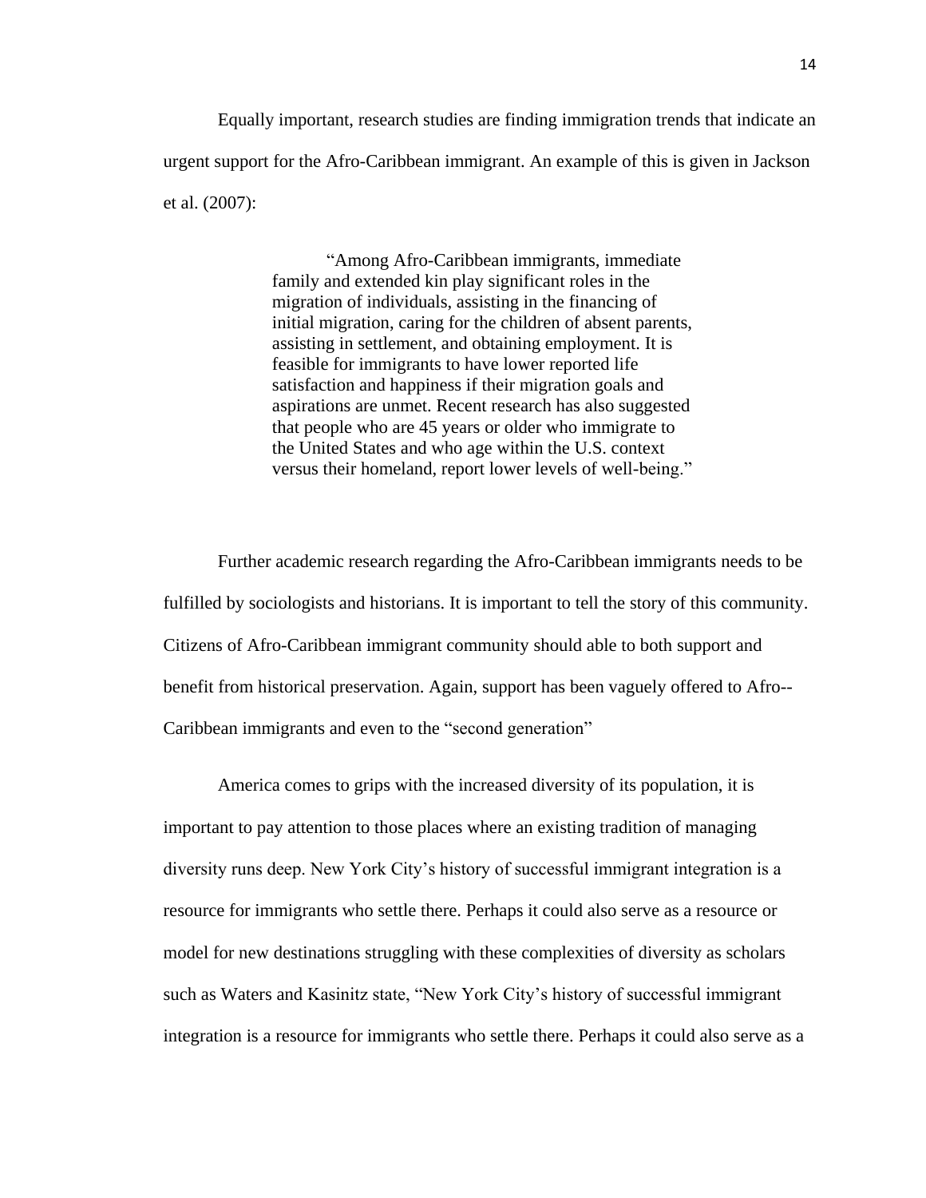Equally important, research studies are finding immigration trends that indicate an urgent support for the Afro-Caribbean immigrant. An example of this is given in Jackson et al. (2007):

> "Among Afro-Caribbean immigrants, immediate family and extended kin play significant roles in the migration of individuals, assisting in the financing of initial migration, caring for the children of absent parents, assisting in settlement, and obtaining employment. It is feasible for immigrants to have lower reported life satisfaction and happiness if their migration goals and aspirations are unmet. Recent research has also suggested that people who are 45 years or older who immigrate to the United States and who age within the U.S. context versus their homeland, report lower levels of well-being."

Further academic research regarding the Afro-Caribbean immigrants needs to be fulfilled by sociologists and historians. It is important to tell the story of this community. Citizens of Afro-Caribbean immigrant community should able to both support and benefit from historical preservation. Again, support has been vaguely offered to Afro--Caribbean immigrants and even to the "second generation"

America comes to grips with the increased diversity of its population, it is important to pay attention to those places where an existing tradition of managing diversity runs deep. New York City's history of successful immigrant integration is a resource for immigrants who settle there. Perhaps it could also serve as a resource or model for new destinations struggling with these complexities of diversity as scholars such as Waters and Kasinitz state, "New York City's history of successful immigrant integration is a resource for immigrants who settle there. Perhaps it could also serve as a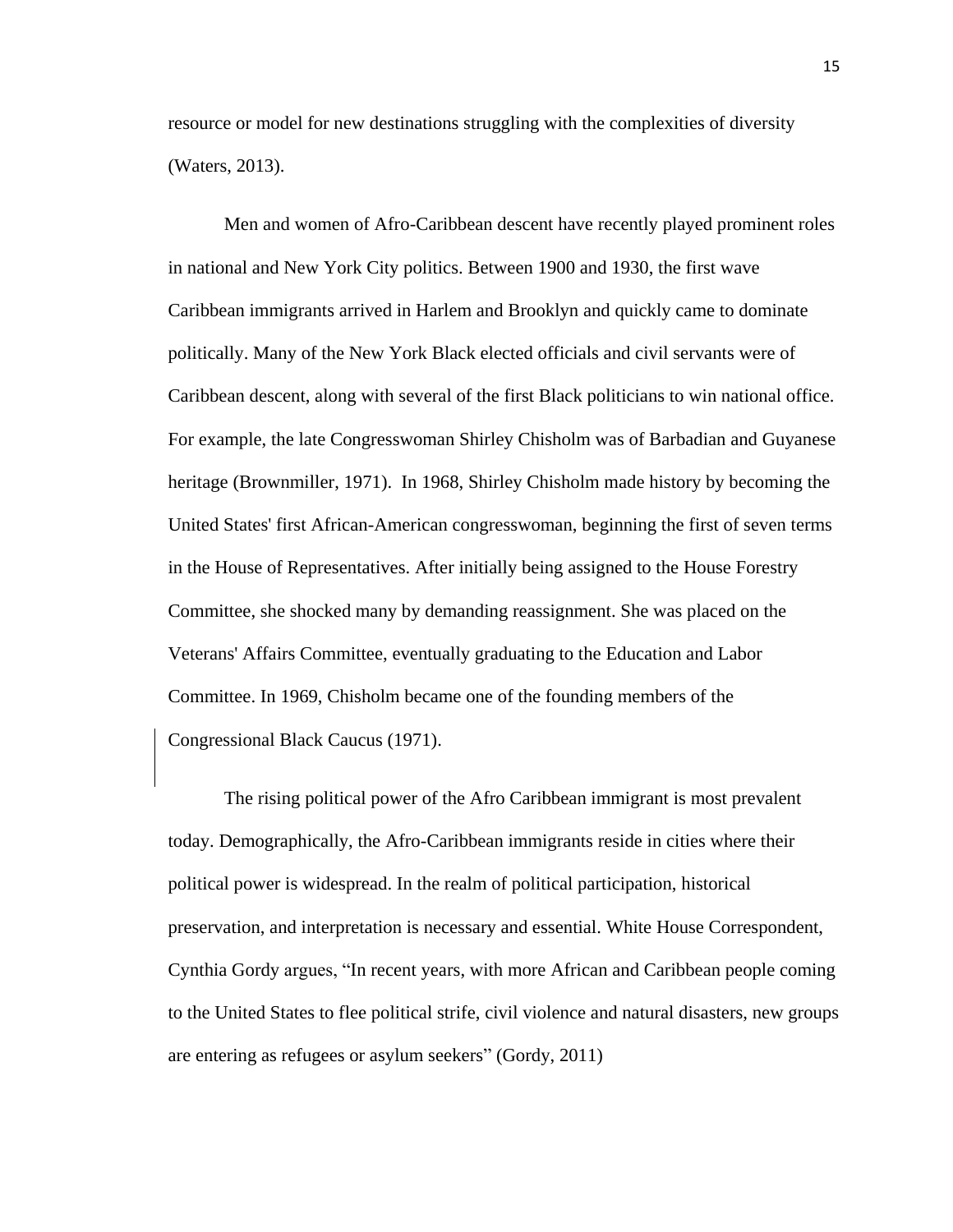resource or model for new destinations struggling with the complexities of diversity (Waters, 2013).

Men and women of Afro-Caribbean descent have recently played prominent roles in national and New York City politics. Between 1900 and 1930, the first wave Caribbean immigrants arrived in Harlem and Brooklyn and quickly came to dominate politically. Many of the New York Black elected officials and civil servants were of Caribbean descent, along with several of the first Black politicians to win national office. For example, the late Congresswoman Shirley Chisholm was of Barbadian and Guyanese heritage (Brownmiller, 1971). In 1968, Shirley Chisholm made history by becoming the United States' first African-American congresswoman, beginning the first of seven terms in the House of Representatives. After initially being assigned to the House Forestry Committee, she shocked many by demanding reassignment. She was placed on the Veterans' Affairs Committee, eventually graduating to the Education and Labor Committee. In 1969, Chisholm became one of the founding members of the Congressional Black Caucus (1971).

The rising political power of the Afro Caribbean immigrant is most prevalent today. Demographically, the Afro-Caribbean immigrants reside in cities where their political power is widespread. In the realm of political participation, historical preservation, and interpretation is necessary and essential. White House Correspondent, Cynthia Gordy argues, "In recent years, with more African and Caribbean people coming to the United States to flee political strife, civil violence and natural disasters, new groups are entering as refugees or asylum seekers" (Gordy, 2011)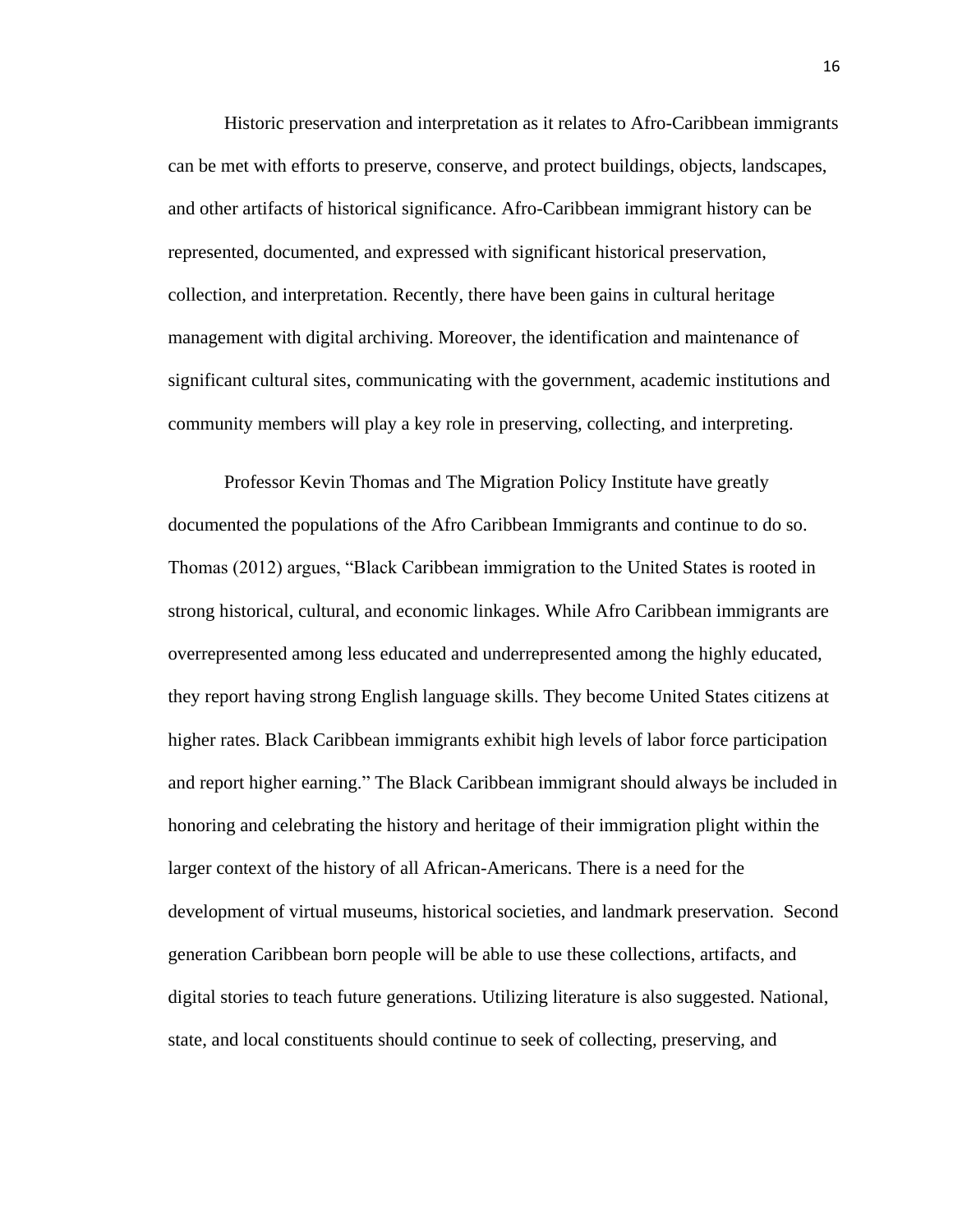Historic preservation and interpretation as it relates to Afro-Caribbean immigrants can be met with efforts to preserve, conserve, and protect buildings, objects, landscapes, and other artifacts of historical significance. Afro-Caribbean immigrant history can be represented, documented, and expressed with significant historical preservation, collection, and interpretation. Recently, there have been gains in cultural heritage management with digital archiving. Moreover, the identification and maintenance of significant cultural sites, communicating with the government, academic institutions and community members will play a key role in preserving, collecting, and interpreting.

Professor Kevin Thomas and The Migration Policy Institute have greatly documented the populations of the Afro Caribbean Immigrants and continue to do so. Thomas (2012) argues, "Black Caribbean immigration to the United States is rooted in strong historical, cultural, and economic linkages. While Afro Caribbean immigrants are overrepresented among less educated and underrepresented among the highly educated, they report having strong English language skills. They become United States citizens at higher rates. Black Caribbean immigrants exhibit high levels of labor force participation and report higher earning." The Black Caribbean immigrant should always be included in honoring and celebrating the history and heritage of their immigration plight within the larger context of the history of all African-Americans. There is a need for the development of virtual museums, historical societies, and landmark preservation. Second generation Caribbean born people will be able to use these collections, artifacts, and digital stories to teach future generations. Utilizing literature is also suggested. National, state, and local constituents should continue to seek of collecting, preserving, and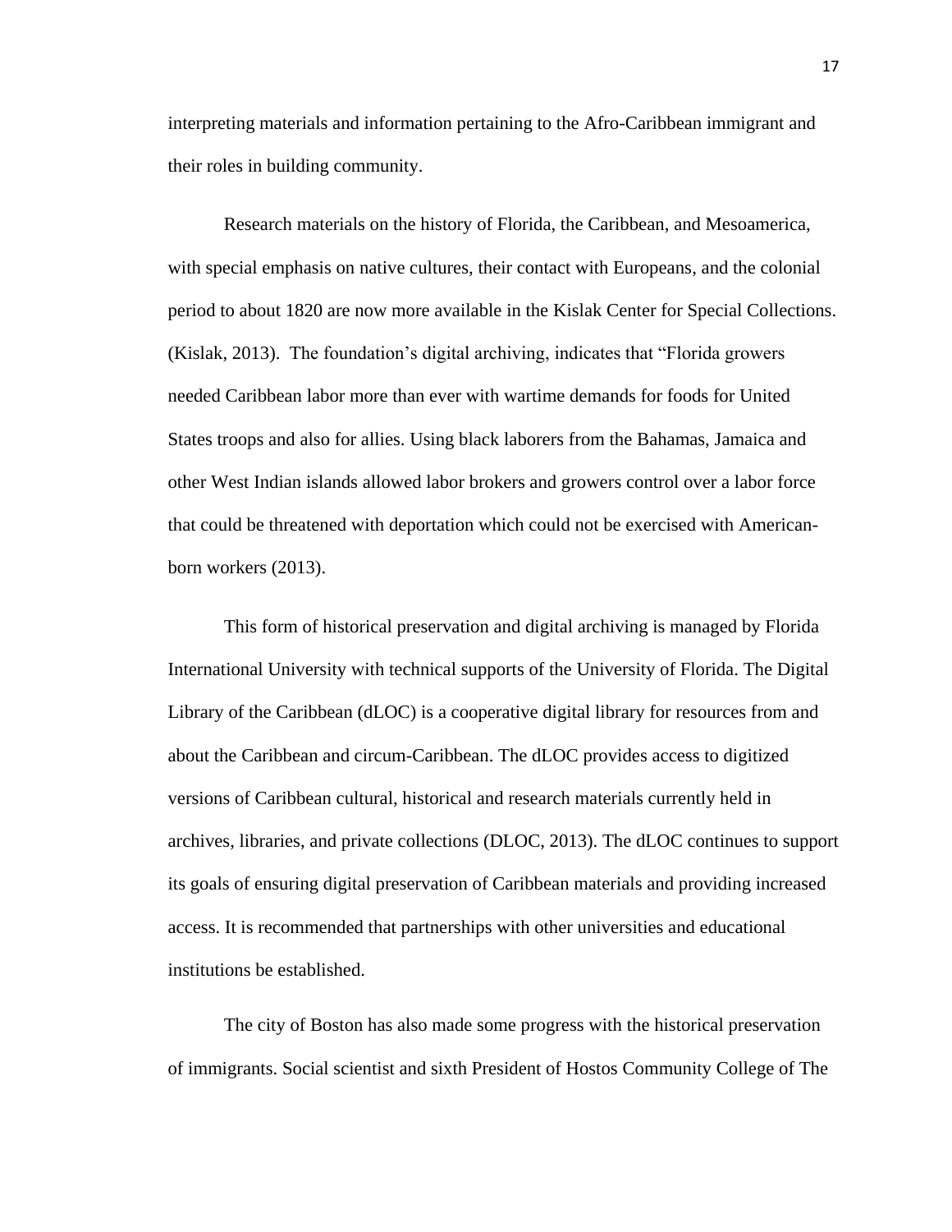interpreting materials and information pertaining to the Afro-Caribbean immigrant and their roles in building community.

Research materials on the history of Florida, the Caribbean, and Mesoamerica, with special emphasis on native cultures, their contact with Europeans, and the colonial period to about 1820 are now more available in the Kislak Center for Special Collections. (Kislak, 2013). The foundation's digital archiving, indicates that "Florida growers needed Caribbean labor more than ever with wartime demands for foods for United States troops and also for allies. Using black laborers from the Bahamas, Jamaica and other West Indian islands allowed labor brokers and growers control over a labor force that could be threatened with deportation which could not be exercised with American-born workers (2013).

This form of historical preservation and digital archiving is managed by Florida International University with technical supports of the University of Florida. The Digital Library of the Caribbean (dLOC) is a cooperative digital library for resources from and about the Caribbean and circum-Caribbean. The dLOC provides access to digitized versions of Caribbean cultural, historical and research materials currently held in archives, libraries, and private collections (DLOC, 2013). The dLOC continues to support its goals of ensuring digital preservation of Caribbean materials and providing increased access. It is recommended that partnerships with other universities and educational institutions be established.

The city of Boston has also made some progress with the historical preservation of immigrants. Social scientist and sixth President of Hostos Community College of The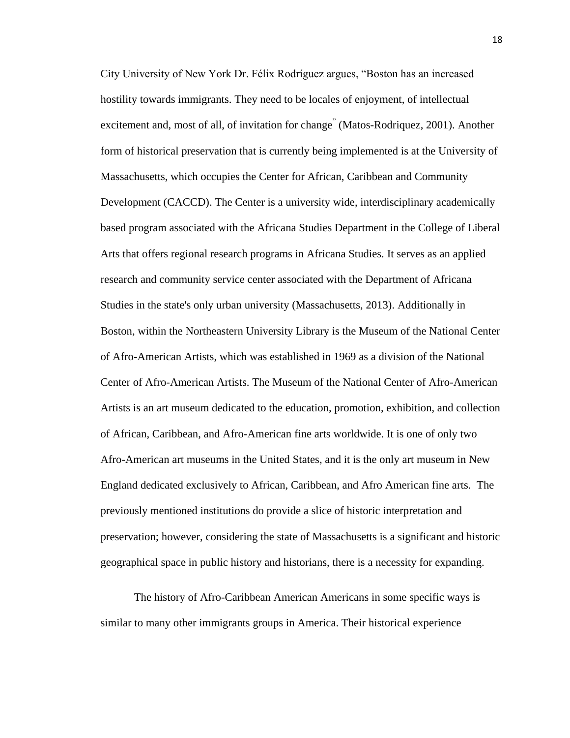City University of New York Dr. Félix Rodríguez argues, "Boston has an increased hostility towards immigrants. They need to be locales of enjoyment, of intellectual excitement and, most of all, of invitation for change" (Matos-Rodriquez, 2001). Another form of historical preservation that is currently being implemented is at the University of Massachusetts, which occupies the Center for African, Caribbean and Community Development (CACCD). The Center is a university wide, interdisciplinary academically based program associated with the Africana Studies Department in the College of Liberal Arts that offers regional research programs in Africana Studies. It serves as an applied research and community service center associated with the Department of Africana Studies in the state's only urban university (Massachusetts, 2013). Additionally in Boston, within the Northeastern University Library is the Museum of the National Center of Afro-American Artists, which was established in 1969 as a division of the National Center of Afro-American Artists. The Museum of the National Center of Afro-American Artists is an art museum dedicated to the education, promotion, exhibition, and collection of African, Caribbean, and Afro-American fine arts worldwide. It is one of only two Afro-American art museums in the United States, and it is the only art museum in New England dedicated exclusively to African, Caribbean, and Afro American fine arts. The previously mentioned institutions do provide a slice of historic interpretation and preservation; however, considering the state of Massachusetts is a significant and historic geographical space in public history and historians, there is a necessity for expanding.

The history of Afro-Caribbean American Americans in some specific ways is similar to many other immigrants groups in America. Their historical experience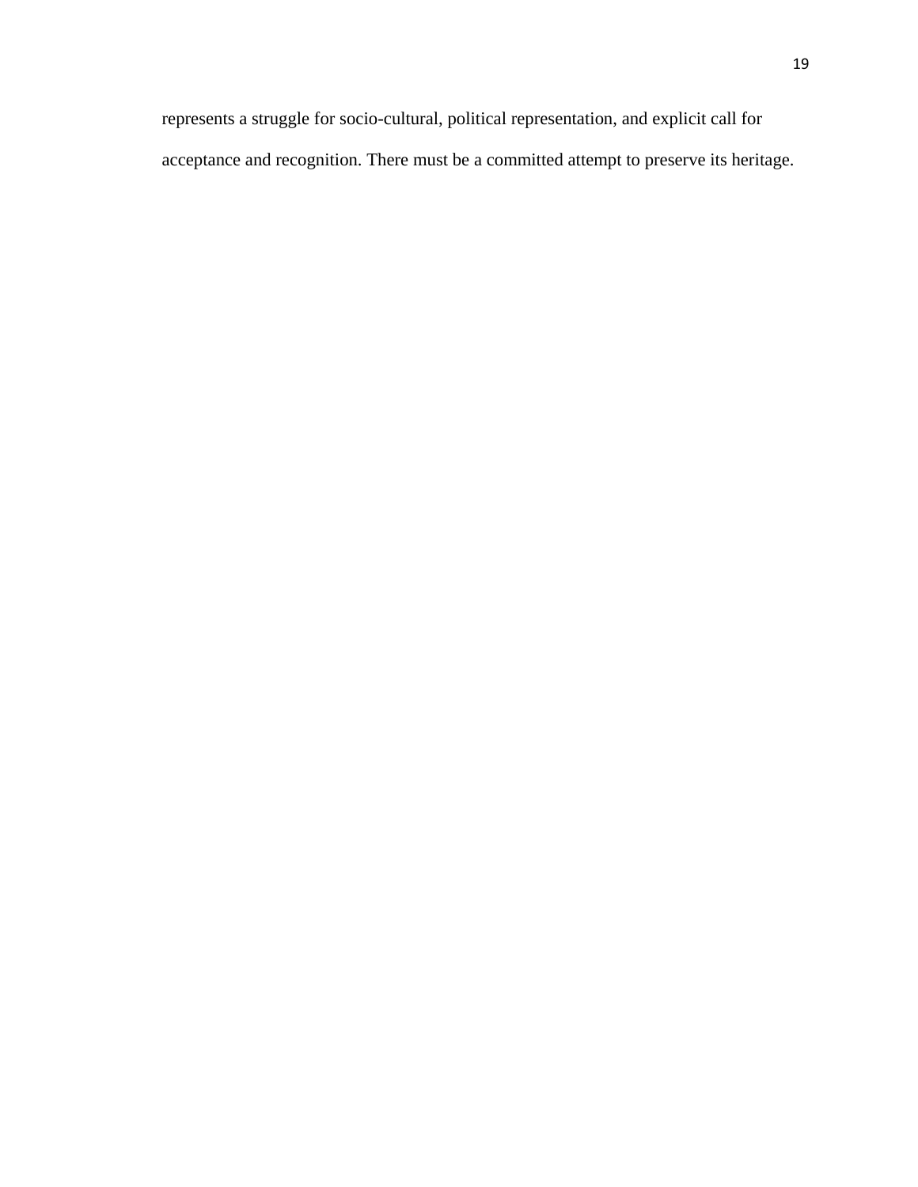represents a struggle for socio-cultural, political representation, and explicit call for acceptance and recognition. There must be a committed attempt to preserve its heritage.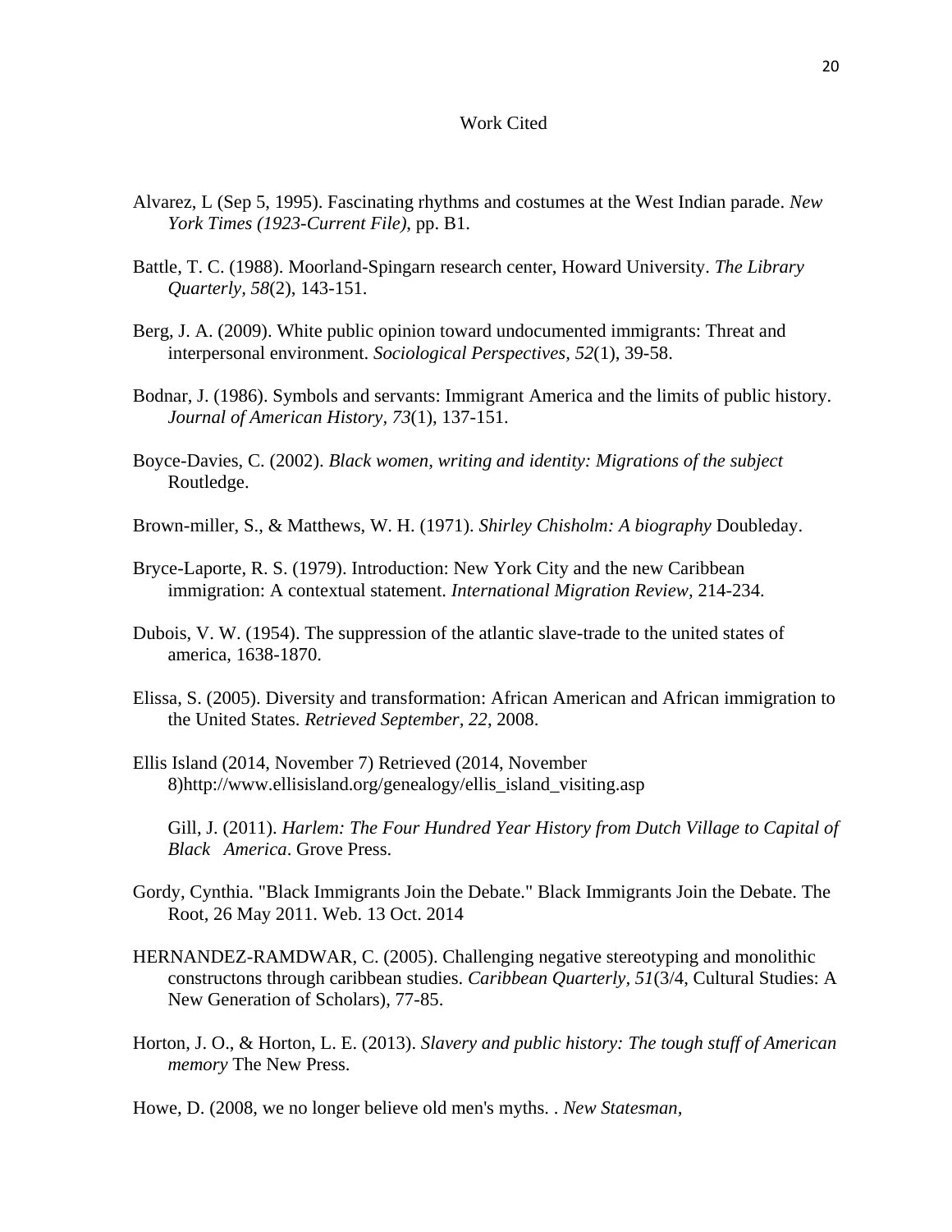# Work Cited

Alvarez, L (Sep 5, 1995). Fascinating rhythms and costumes at the West Indian parade. *New York Times (1923-Current File)*, pp. B1.

Battle, T. C. (1988). Moorland-Spingarn research center, Howard University. *The Library Quarterly, 58*(2), 143-151.

Berg, J. A. (2009). White public opinion toward undocumented immigrants: Threat and interpersonal environment. *Sociological Perspectives, 52*(1), 39-58.

Bodnar, J. (1986). Symbols and servants: Immigrant America and the limits of public history. *Journal of American History, 73*(1), 137-151.

Boyce-Davies, C. (2002). *Black women, writing and identity: Migrations of the subject* Routledge.

Brown-miller, S., & Matthews, W. H. (1971). *Shirley Chisholm: A biography* Doubleday.

Bryce-Laporte, R. S. (1979). Introduction: New York City and the new Caribbean immigration: A contextual statement. *International Migration Review,* 214-234.

Dubois, V. W. (1954). The suppression of the atlantic slave-trade to the united states of america, 1638-1870.

Elissa, S. (2005). Diversity and transformation: African American and African immigration to the United States. *Retrieved September, 22*, 2008.

Ellis Island (2014, November 7) Retrieved (2014, November 8)http://www.ellisisland.org/genealogy/ellis_island_visiting.asp

Gill, J. (2011). *Harlem: The Four Hundred Year History from Dutch Village to Capital of Black America*. Grove Press.

Gordy, Cynthia. "Black Immigrants Join the Debate." Black Immigrants Join the Debate. The Root, 26 May 2011. Web. 13 Oct. 2014

HERNANDEZ-RAMDWAR, C. (2005). Challenging negative stereotyping and monolithic constructons through caribbean studies. *Caribbean Quarterly, 51*(3/4, Cultural Studies: A New Generation of Scholars), 77-85.

Horton, J. O., & Horton, L. E. (2013). *Slavery and public history: The tough stuff of American memory* The New Press.

Howe, D. (2008, we no longer believe old men's myths. . *New Statesman,*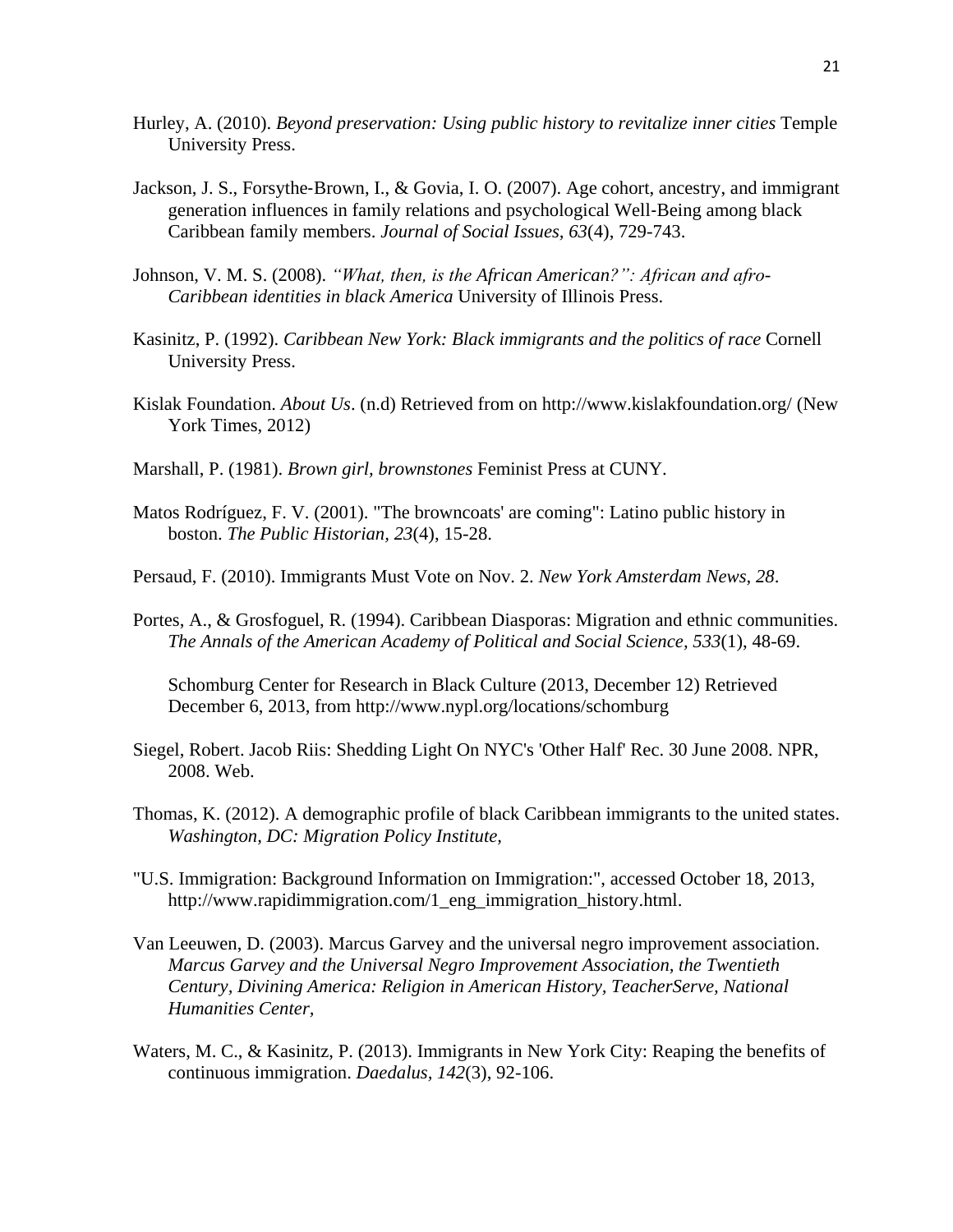Hurley, A. (2010). *Beyond preservation: Using public history to revitalize inner cities* Temple University Press.

Jackson, J. S., Forsythe-Brown, I., & Govia, I. O. (2007). Age cohort, ancestry, and immigrant generation influences in family relations and psychological Well-Being among black Caribbean family members. *Journal of Social Issues, 63*(4), 729-743.

Johnson, V. M. S. (2008). *"What, then, is the African American?": African and afro-Caribbean identities in black America* University of Illinois Press.

Kasinitz, P. (1992). *Caribbean New York: Black immigrants and the politics of race* Cornell University Press.

Kislak Foundation. *About Us*. (n.d) Retrieved from on http://www.kislakfoundation.org/ (New York Times, 2012)

Marshall, P. (1981). *Brown girl, brownstones* Feminist Press at CUNY.

Matos Rodríguez, F. V. (2001). "The browncoats' are coming": Latino public history in boston. *The Public Historian, 23*(4), 15-28.

Persaud, F. (2010). Immigrants Must Vote on Nov. 2. *New York Amsterdam News, 28*.

Portes, A., & Grosfoguel, R. (1994). Caribbean Diasporas: Migration and ethnic communities. *The Annals of the American Academy of Political and Social Science, 533*(1), 48-69.

Schomburg Center for Research in Black Culture (2013, December 12) Retrieved December 6, 2013, from http://www.nypl.org/locations/schomburg

Siegel, Robert. Jacob Riis: Shedding Light On NYC's 'Other Half' Rec. 30 June 2008. NPR, 2008. Web.

Thomas, K. (2012). A demographic profile of black Caribbean immigrants to the united states. *Washington, DC: Migration Policy Institute,*

"U.S. Immigration: Background Information on Immigration:", accessed October 18, 2013, http://www.rapidimmigration.com/1_eng_immigration_history.html.

Van Leeuwen, D. (2003). Marcus Garvey and the universal negro improvement association. *Marcus Garvey and the Universal Negro Improvement Association, the Twentieth Century, Divining America: Religion in American History, TeacherServe, National Humanities Center,*

Waters, M. C., & Kasinitz, P. (2013). Immigrants in New York City: Reaping the benefits of continuous immigration. *Daedalus, 142*(3), 92-106.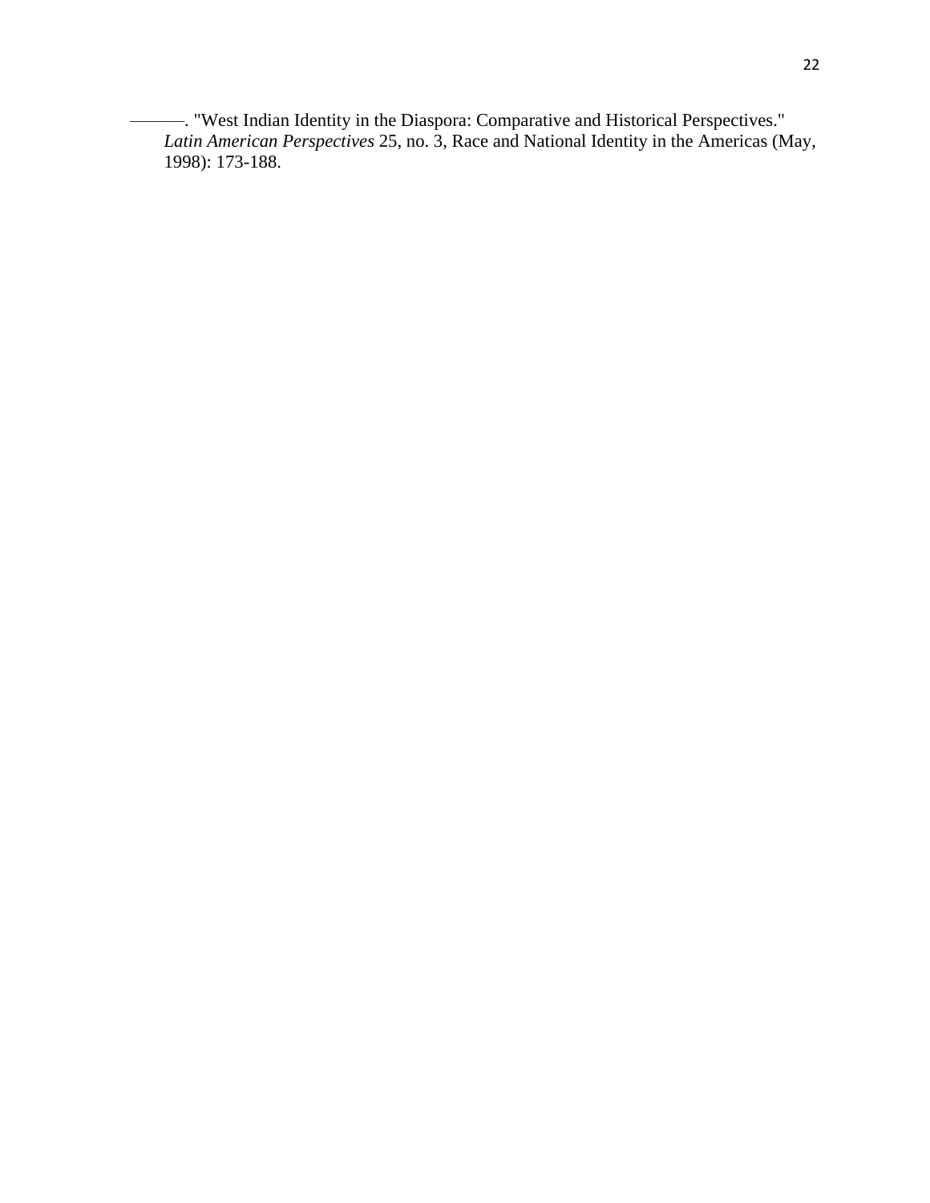———. "West Indian Identity in the Diaspora: Comparative and Historical Perspectives." *Latin American Perspectives* 25, no. 3, Race and National Identity in the Americas (May, 1998): 173-188.